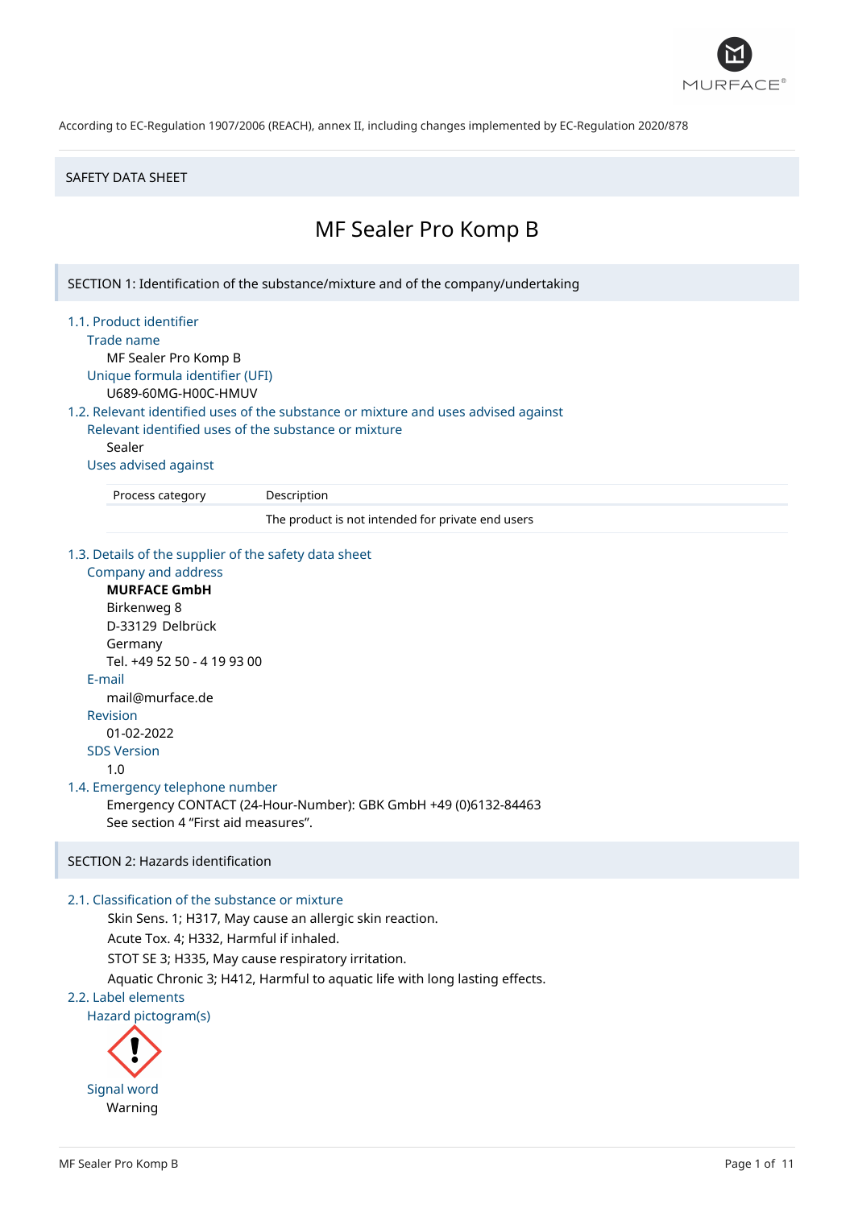According to EC-Regulation 1907/2006 (REACH), annex II, including changes implemented by EC-Regulation 2020/878

SAFETY DATA SHEET

# MF Sealer Pro Komp B

## SECTION 1: Identification of the substance/mixture and of the company/undertaking

### 1.1. Product identifier

**Trade name**

MF Sealer Pro Komp B

**Unique formula identifier (UFI)**

U689-60MG-H00C-HMUV

### 1.2. Relevant identified uses of the substance or mixture and uses advised against

**Relevant identified uses of the substance or mixture**

Sealer

**Uses advised against**

| Process category | Description |
|---|---|
| | The product is not intended for private end users |

### 1.3. Details of the supplier of the safety data sheet

**Company and address**

**MURFACE GmbH**
Birkenweg 8
D-33129 Delbrück
Germany
Tel. +49 52 50 - 4 19 93 00

**E-mail**

mail@murface.de

**Revision**

01-02-2022

**SDS Version**

1.0

### 1.4. Emergency telephone number

Emergency CONTACT (24-Hour-Number): GBK GmbH +49 (0)6132-84463
See section 4 "First aid measures".

## SECTION 2: Hazards identification

### 2.1. Classification of the substance or mixture

Skin Sens. 1; H317, May cause an allergic skin reaction.
Acute Tox. 4; H332, Harmful if inhaled.
STOT SE 3; H335, May cause respiratory irritation.
Aquatic Chronic 3; H412, Harmful to aquatic life with long lasting effects.

### 2.2. Label elements

**Hazard pictogram(s)**

**Signal word**

Warning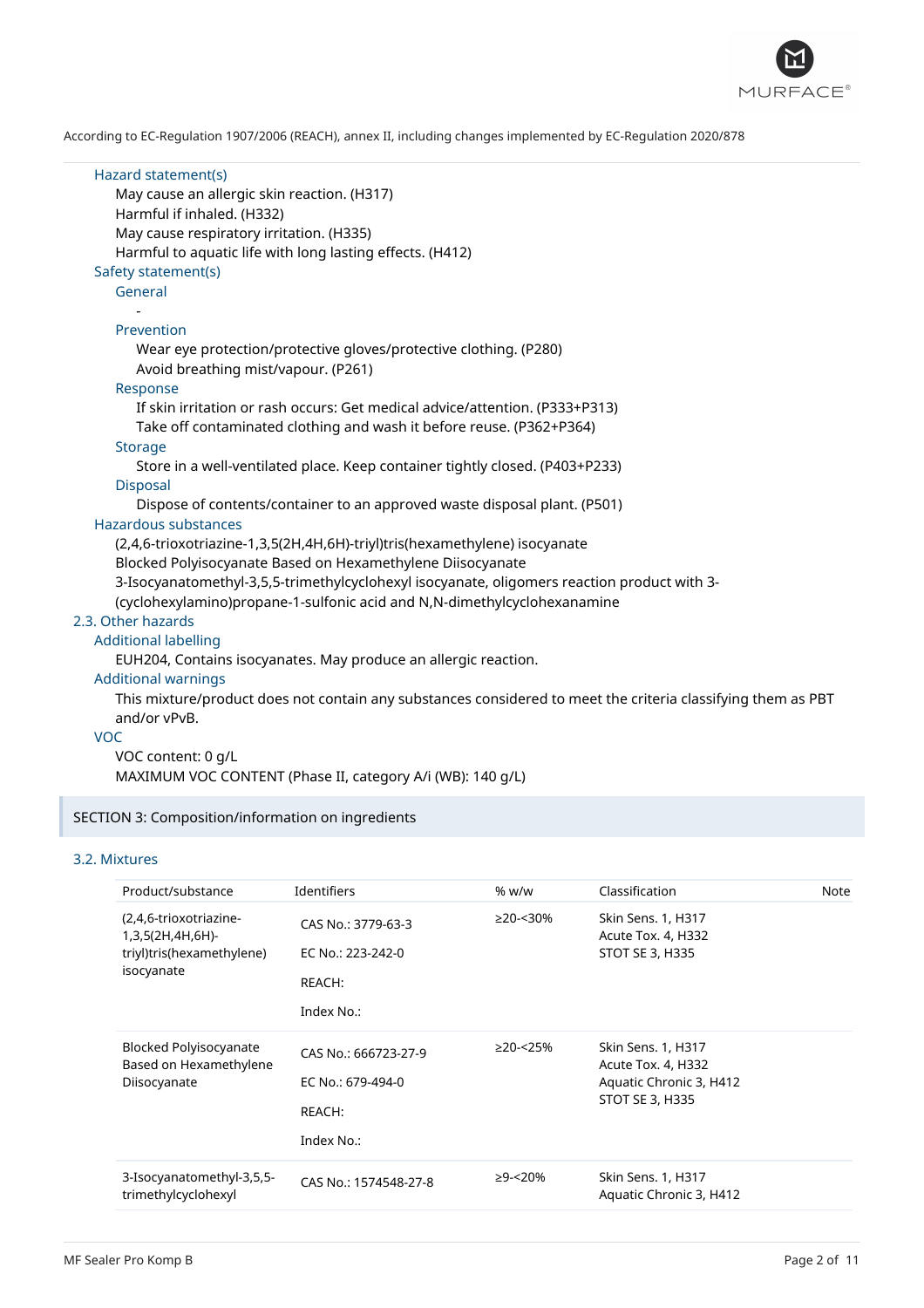According to EC-Regulation 1907/2006 (REACH), annex II, including changes implemented by EC-Regulation 2020/878

**Hazard statement(s)**

May cause an allergic skin reaction. (H317)
Harmful if inhaled. (H332)
May cause respiratory irritation. (H335)
Harmful to aquatic life with long lasting effects. (H412)

**Safety statement(s)**

General

-

Prevention

Wear eye protection/protective gloves/protective clothing. (P280)
Avoid breathing mist/vapour. (P261)

Response

If skin irritation or rash occurs: Get medical advice/attention. (P333+P313)
Take off contaminated clothing and wash it before reuse. (P362+P364)

Storage

Store in a well-ventilated place. Keep container tightly closed. (P403+P233)

Disposal

Dispose of contents/container to an approved waste disposal plant. (P501)

**Hazardous substances**

(2,4,6-trioxotriazine-1,3,5(2H,4H,6H)-triyl)tris(hexamethylene) isocyanate
Blocked Polyisocyanate Based on Hexamethylene Diisocyanate
3-Isocyanatomethyl-3,5,5-trimethylcyclohexyl isocyanate, oligomers reaction product with 3-(cyclohexylamino)propane-1-sulfonic acid and N,N-dimethylcyclohexanamine

## 2.3. Other hazards

**Additional labelling**

EUH204, Contains isocyanates. May produce an allergic reaction.

**Additional warnings**

This mixture/product does not contain any substances considered to meet the criteria classifying them as PBT and/or vPvB.

**VOC**

VOC content: 0 g/L
MAXIMUM VOC CONTENT (Phase II, category A/i (WB): 140 g/L)

# SECTION 3: Composition/information on ingredients

## 3.2. Mixtures

| Product/substance | Identifiers | % w/w | Classification | Note |
|---|---|---|---|---|
| (2,4,6-trioxotriazine-1,3,5(2H,4H,6H)-triyl)tris(hexamethylene) isocyanate | CAS No.: 3779-63-3<br>EC No.: 223-242-0<br>REACH:<br>Index No.: | ≥20-<30% | Skin Sens. 1, H317<br>Acute Tox. 4, H332<br>STOT SE 3, H335 | |
| Blocked Polyisocyanate Based on Hexamethylene Diisocyanate | CAS No.: 666723-27-9<br>EC No.: 679-494-0<br>REACH:<br>Index No.: | ≥20-<25% | Skin Sens. 1, H317<br>Acute Tox. 4, H332<br>Aquatic Chronic 3, H412<br>STOT SE 3, H335 | |
| 3-Isocyanatomethyl-3,5,5-trimethylcyclohexyl | CAS No.: 1574548-27-8 | ≥9-<20% | Skin Sens. 1, H317<br>Aquatic Chronic 3, H412 | |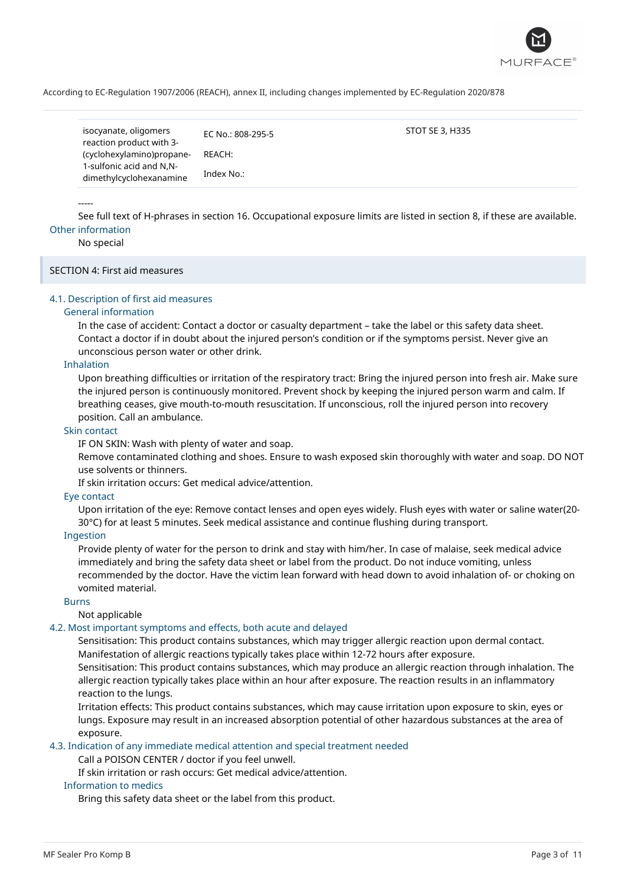According to EC-Regulation 1907/2006 (REACH), annex II, including changes implemented by EC-Regulation 2020/878

| | | |
|---|---|---|
| isocyanate, oligomers reaction product with 3-(cyclohexylamino)propane-1-sulfonic acid and N,N-dimethylcyclohexanamine | EC No.: 808-295-5<br>REACH:<br>Index No.: | STOT SE 3, H335 |

-----

See full text of H-phrases in section 16. Occupational exposure limits are listed in section 8, if these are available.

### Other information

No special

## SECTION 4: First aid measures

### 4.1. Description of first aid measures

#### General information

In the case of accident: Contact a doctor or casualty department – take the label or this safety data sheet. Contact a doctor if in doubt about the injured person's condition or if the symptoms persist. Never give an unconscious person water or other drink.

#### Inhalation

Upon breathing difficulties or irritation of the respiratory tract: Bring the injured person into fresh air. Make sure the injured person is continuously monitored. Prevent shock by keeping the injured person warm and calm. If breathing ceases, give mouth-to-mouth resuscitation. If unconscious, roll the injured person into recovery position. Call an ambulance.

#### Skin contact

IF ON SKIN: Wash with plenty of water and soap.
Remove contaminated clothing and shoes. Ensure to wash exposed skin thoroughly with water and soap. DO NOT use solvents or thinners.
If skin irritation occurs: Get medical advice/attention.

#### Eye contact

Upon irritation of the eye: Remove contact lenses and open eyes widely. Flush eyes with water or saline water(20-30°C) for at least 5 minutes. Seek medical assistance and continue flushing during transport.

#### Ingestion

Provide plenty of water for the person to drink and stay with him/her. In case of malaise, seek medical advice immediately and bring the safety data sheet or label from the product. Do not induce vomiting, unless recommended by the doctor. Have the victim lean forward with head down to avoid inhalation of- or choking on vomited material.

#### Burns

Not applicable

### 4.2. Most important symptoms and effects, both acute and delayed

Sensitisation: This product contains substances, which may trigger allergic reaction upon dermal contact. Manifestation of allergic reactions typically takes place within 12-72 hours after exposure.
Sensitisation: This product contains substances, which may produce an allergic reaction through inhalation. The allergic reaction typically takes place within an hour after exposure. The reaction results in an inflammatory reaction to the lungs.
Irritation effects: This product contains substances, which may cause irritation upon exposure to skin, eyes or lungs. Exposure may result in an increased absorption potential of other hazardous substances at the area of exposure.

### 4.3. Indication of any immediate medical attention and special treatment needed

Call a POISON CENTER / doctor if you feel unwell.
If skin irritation or rash occurs: Get medical advice/attention.

#### Information to medics

Bring this safety data sheet or the label from this product.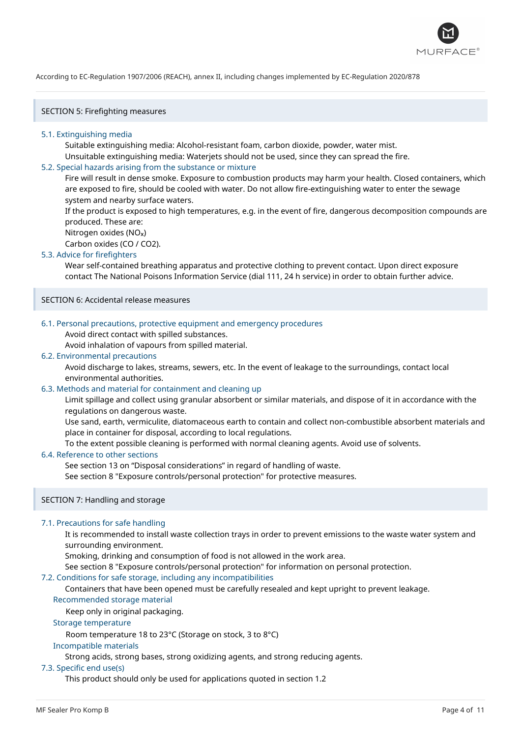According to EC-Regulation 1907/2006 (REACH), annex II, including changes implemented by EC-Regulation 2020/878

## SECTION 5: Firefighting measures

### 5.1. Extinguishing media

Suitable extinguishing media: Alcohol-resistant foam, carbon dioxide, powder, water mist.

Unsuitable extinguishing media: Waterjets should not be used, since they can spread the fire.

### 5.2. Special hazards arising from the substance or mixture

Fire will result in dense smoke. Exposure to combustion products may harm your health. Closed containers, which are exposed to fire, should be cooled with water. Do not allow fire-extinguishing water to enter the sewage system and nearby surface waters.

If the product is exposed to high temperatures, e.g. in the event of fire, dangerous decomposition compounds are produced. These are:

Nitrogen oxides ($NO_x$)

Carbon oxides (CO / CO2).

### 5.3. Advice for firefighters

Wear self-contained breathing apparatus and protective clothing to prevent contact. Upon direct exposure contact The National Poisons Information Service (dial 111, 24 h service) in order to obtain further advice.

## SECTION 6: Accidental release measures

### 6.1. Personal precautions, protective equipment and emergency procedures

Avoid direct contact with spilled substances.

Avoid inhalation of vapours from spilled material.

### 6.2. Environmental precautions

Avoid discharge to lakes, streams, sewers, etc. In the event of leakage to the surroundings, contact local environmental authorities.

### 6.3. Methods and material for containment and cleaning up

Limit spillage and collect using granular absorbent or similar materials, and dispose of it in accordance with the regulations on dangerous waste.

Use sand, earth, vermiculite, diatomaceous earth to contain and collect non-combustible absorbent materials and place in container for disposal, according to local regulations.

To the extent possible cleaning is performed with normal cleaning agents. Avoid use of solvents.

### 6.4. Reference to other sections

See section 13 on “Disposal considerations” in regard of handling of waste.

See section 8 "Exposure controls/personal protection" for protective measures.

## SECTION 7: Handling and storage

### 7.1. Precautions for safe handling

It is recommended to install waste collection trays in order to prevent emissions to the waste water system and surrounding environment.

Smoking, drinking and consumption of food is not allowed in the work area.

See section 8 "Exposure controls/personal protection" for information on personal protection.

### 7.2. Conditions for safe storage, including any incompatibilities

Containers that have been opened must be carefully resealed and kept upright to prevent leakage.

#### Recommended storage material

Keep only in original packaging.

#### Storage temperature

Room temperature 18 to 23°C (Storage on stock, 3 to 8°C)

#### Incompatible materials

Strong acids, strong bases, strong oxidizing agents, and strong reducing agents.

### 7.3. Specific end use(s)

This product should only be used for applications quoted in section 1.2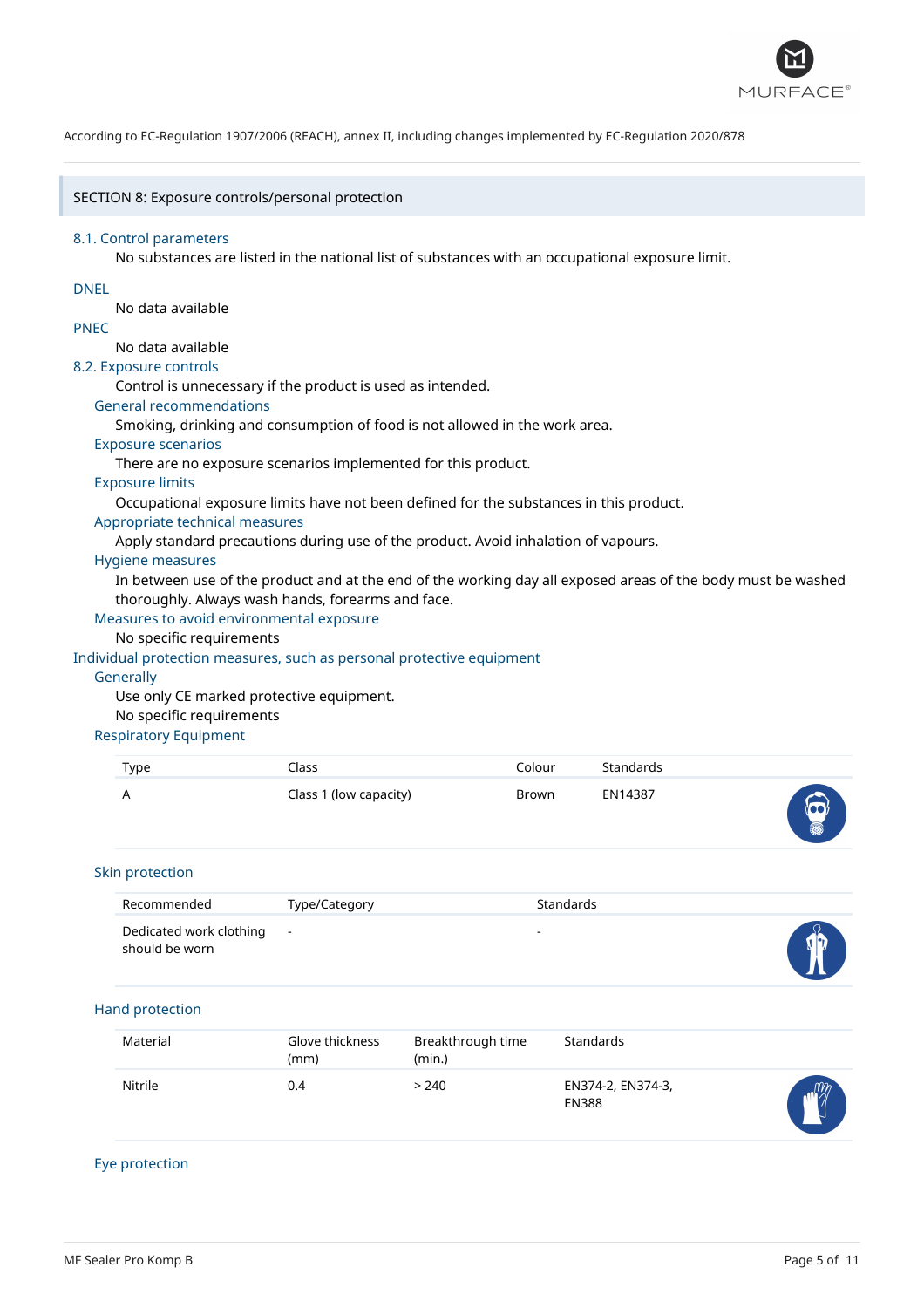According to EC-Regulation 1907/2006 (REACH), annex II, including changes implemented by EC-Regulation 2020/878

## SECTION 8: Exposure controls/personal protection

### 8.1. Control parameters

No substances are listed in the national list of substances with an occupational exposure limit.

### DNEL

No data available

### PNEC

No data available

### 8.2. Exposure controls

Control is unnecessary if the product is used as intended.

#### General recommendations

Smoking, drinking and consumption of food is not allowed in the work area.

#### Exposure scenarios

There are no exposure scenarios implemented for this product.

#### Exposure limits

Occupational exposure limits have not been defined for the substances in this product.

#### Appropriate technical measures

Apply standard precautions during use of the product. Avoid inhalation of vapours.

#### Hygiene measures

In between use of the product and at the end of the working day all exposed areas of the body must be washed thoroughly. Always wash hands, forearms and face.

#### Measures to avoid environmental exposure

No specific requirements

### Individual protection measures, such as personal protective equipment

#### Generally

Use only CE marked protective equipment.
No specific requirements

#### Respiratory Equipment

| Type | Class | Colour | Standards |
| --- | --- | --- | --- |
| A | Class 1 (low capacity) | Brown | EN14387 |

#### Skin protection

| Recommended | Type/Category | Standards |
| --- | --- | --- |
| Dedicated work clothing should be worn | - | - |

#### Hand protection

| Material | Glove thickness (mm) | Breakthrough time (min.) | Standards |
| --- | --- | --- | --- |
| Nitrile | 0.4 | > 240 | EN374-2, EN374-3, EN388 |

#### Eye protection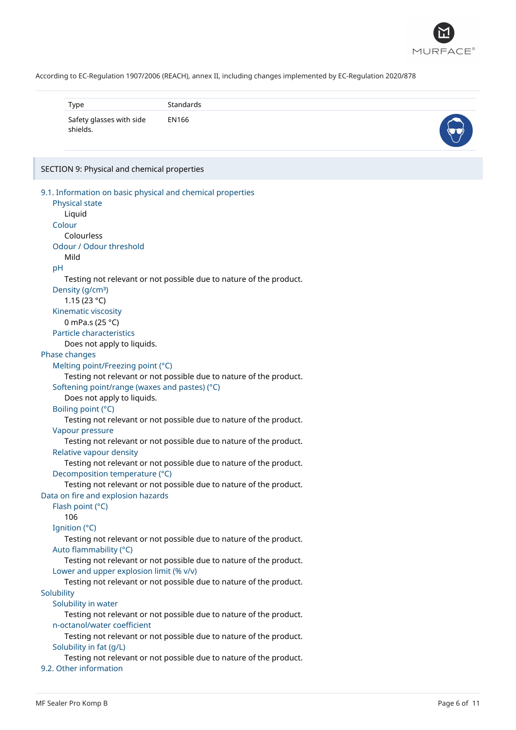According to EC-Regulation 1907/2006 (REACH), annex II, including changes implemented by EC-Regulation 2020/878

| Type | Standards |
| --- | --- |
| Safety glasses with side shields. | EN166 |

## SECTION 9: Physical and chemical properties

### 9.1. Information on basic physical and chemical properties

**Physical state**
Liquid

**Colour**
Colourless

**Odour / Odour threshold**
Mild

**pH**
Testing not relevant or not possible due to nature of the product.

**Density (g/cm³)**
1.15 (23 °C)

**Kinematic viscosity**
0 mPa.s (25 °C)

**Particle characteristics**
Does not apply to liquids.

#### Phase changes

**Melting point/Freezing point (°C)**
Testing not relevant or not possible due to nature of the product.

**Softening point/range (waxes and pastes) (°C)**
Does not apply to liquids.

**Boiling point (°C)**
Testing not relevant or not possible due to nature of the product.

**Vapour pressure**
Testing not relevant or not possible due to nature of the product.

**Relative vapour density**
Testing not relevant or not possible due to nature of the product.

**Decomposition temperature (°C)**
Testing not relevant or not possible due to nature of the product.

#### Data on fire and explosion hazards

**Flash point (°C)**
106

**Ignition (°C)**
Testing not relevant or not possible due to nature of the product.

**Auto flammability (°C)**
Testing not relevant or not possible due to nature of the product.

**Lower and upper explosion limit (% v/v)**
Testing not relevant or not possible due to nature of the product.

#### Solubility

**Solubility in water**
Testing not relevant or not possible due to nature of the product.

**n-octanol/water coefficient**
Testing not relevant or not possible due to nature of the product.

**Solubility in fat (g/L)**
Testing not relevant or not possible due to nature of the product.

### 9.2. Other information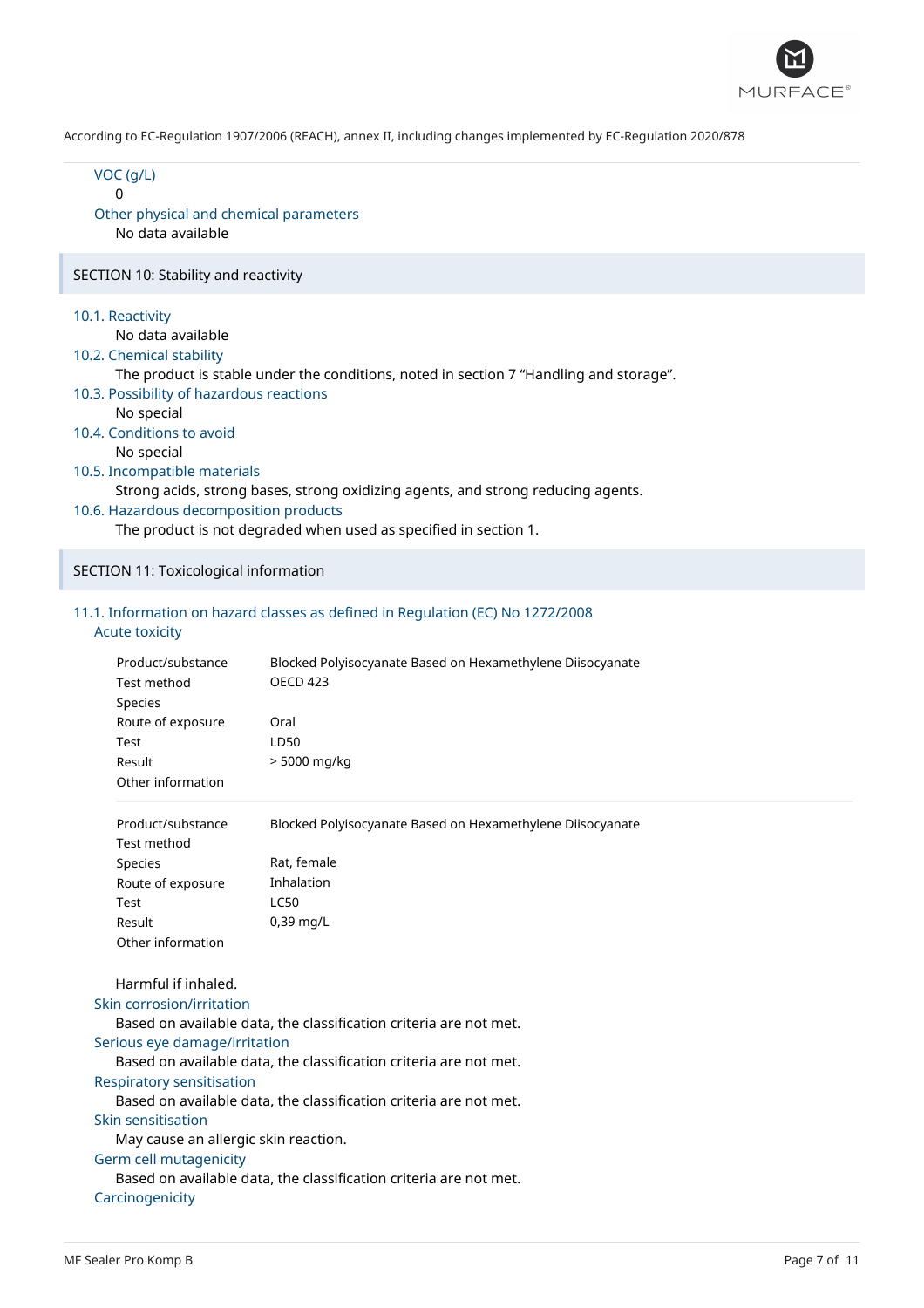VOC (g/L)

0

Other physical and chemical parameters

No data available

## SECTION 10: Stability and reactivity

### 10.1. Reactivity

No data available

### 10.2. Chemical stability

The product is stable under the conditions, noted in section 7 “Handling and storage”.

### 10.3. Possibility of hazardous reactions

No special

### 10.4. Conditions to avoid

No special

### 10.5. Incompatible materials

Strong acids, strong bases, strong oxidizing agents, and strong reducing agents.

### 10.6. Hazardous decomposition products

The product is not degraded when used as specified in section 1.

## SECTION 11: Toxicological information

### 11.1. Information on hazard classes as defined in Regulation (EC) No 1272/2008

Acute toxicity

| | |
|---|---|
| Product/substance | Blocked Polyisocyanate Based on Hexamethylene Diisocyanate |
| Test method | OECD 423 |
| Species | |
| Route of exposure | Oral |
| Test | LD50 |
| Result | > 5000 mg/kg |
| Other information | |

| | |
|---|---|
| Product/substance | Blocked Polyisocyanate Based on Hexamethylene Diisocyanate |
| Test method | |
| Species | Rat, female |
| Route of exposure | Inhalation |
| Test | LC50 |
| Result | 0,39 mg/L |
| Other information | |

Harmful if inhaled.

Skin corrosion/irritation

Based on available data, the classification criteria are not met.

Serious eye damage/irritation

Based on available data, the classification criteria are not met.

Respiratory sensitisation

Based on available data, the classification criteria are not met.

Skin sensitisation

May cause an allergic skin reaction.

Germ cell mutagenicity

Based on available data, the classification criteria are not met.

Carcinogenicity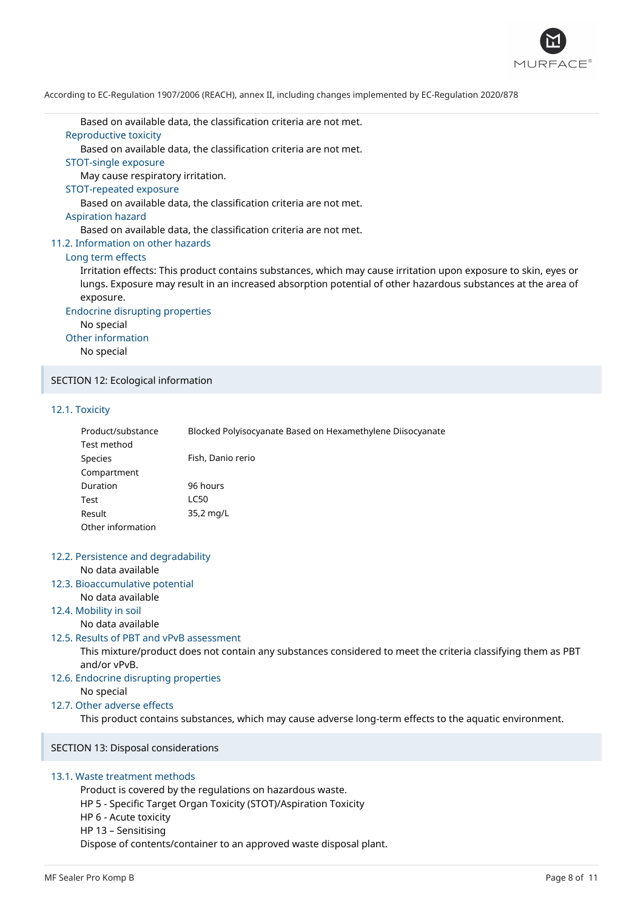Based on available data, the classification criteria are not met.

### Reproductive toxicity

Based on available data, the classification criteria are not met.

### STOT-single exposure

May cause respiratory irritation.

### STOT-repeated exposure

Based on available data, the classification criteria are not met.

### Aspiration hazard

Based on available data, the classification criteria are not met.

## 11.2. Information on other hazards

### Long term effects

Irritation effects: This product contains substances, which may cause irritation upon exposure to skin, eyes or lungs. Exposure may result in an increased absorption potential of other hazardous substances at the area of exposure.

### Endocrine disrupting properties

No special

### Other information

No special

# SECTION 12: Ecological information

## 12.1. Toxicity

| | |
|---|---|
| Product/substance | Blocked Polyisocyanate Based on Hexamethylene Diisocyanate |
| Test method | |
| Species | Fish, Danio rerio |
| Compartment | |
| Duration | 96 hours |
| Test | LC50 |
| Result | 35,2 mg/L |
| Other information | |

## 12.2. Persistence and degradability

No data available

## 12.3. Bioaccumulative potential

No data available

## 12.4. Mobility in soil

No data available

## 12.5. Results of PBT and vPvB assessment

This mixture/product does not contain any substances considered to meet the criteria classifying them as PBT and/or vPvB.

## 12.6. Endocrine disrupting properties

No special

## 12.7. Other adverse effects

This product contains substances, which may cause adverse long-term effects to the aquatic environment.

# SECTION 13: Disposal considerations

## 13.1. Waste treatment methods

Product is covered by the regulations on hazardous waste.
HP 5 - Specific Target Organ Toxicity (STOT)/Aspiration Toxicity
HP 6 - Acute toxicity
HP 13 – Sensitising
Dispose of contents/container to an approved waste disposal plant.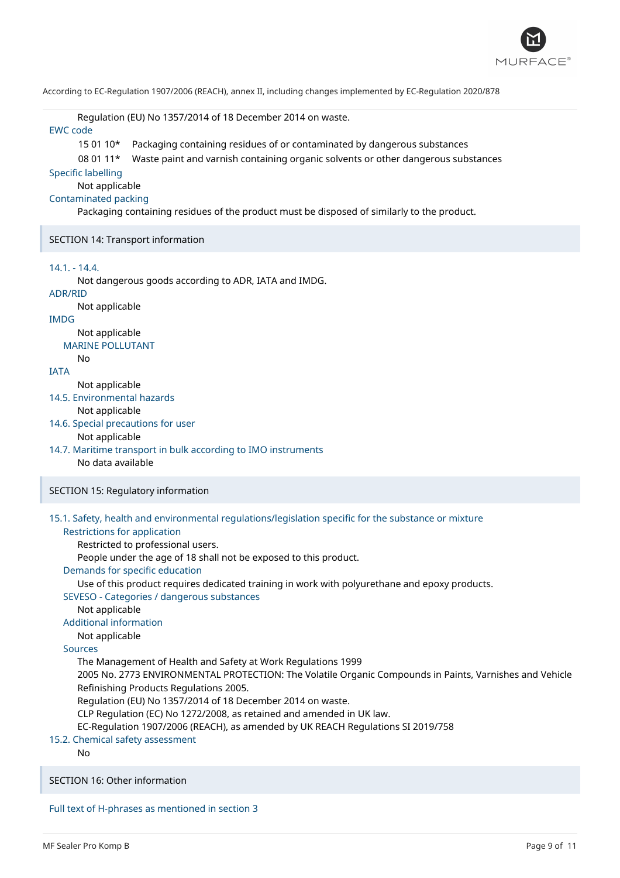Regulation (EU) No 1357/2014 of 18 December 2014 on waste.

**EWC code**

| | |
|---|---|
| 15 01 10* | Packaging containing residues of or contaminated by dangerous substances |
| 08 01 11* | Waste paint and varnish containing organic solvents or other dangerous substances |

**Specific labelling**

Not applicable

**Contaminated packing**

Packaging containing residues of the product must be disposed of similarly to the product.

## SECTION 14: Transport information

**14.1. - 14.4.**

Not dangerous goods according to ADR, IATA and IMDG.

**ADR/RID**

Not applicable

**IMDG**

Not applicable

**MARINE POLLUTANT**

No

**IATA**

Not applicable

**14.5. Environmental hazards**

Not applicable

**14.6. Special precautions for user**

Not applicable

**14.7. Maritime transport in bulk according to IMO instruments**

No data available

## SECTION 15: Regulatory information

**15.1. Safety, health and environmental regulations/legislation specific for the substance or mixture**

**Restrictions for application**

Restricted to professional users.
People under the age of 18 shall not be exposed to this product.

**Demands for specific education**

Use of this product requires dedicated training in work with polyurethane and epoxy products.

**SEVESO - Categories / dangerous substances**

Not applicable

**Additional information**

Not applicable

**Sources**

The Management of Health and Safety at Work Regulations 1999
2005 No. 2773 ENVIRONMENTAL PROTECTION: The Volatile Organic Compounds in Paints, Varnishes and Vehicle Refinishing Products Regulations 2005.
Regulation (EU) No 1357/2014 of 18 December 2014 on waste.
CLP Regulation (EC) No 1272/2008, as retained and amended in UK law.
EC-Regulation 1907/2006 (REACH), as amended by UK REACH Regulations SI 2019/758

**15.2. Chemical safety assessment**

No

## SECTION 16: Other information

**Full text of H-phrases as mentioned in section 3**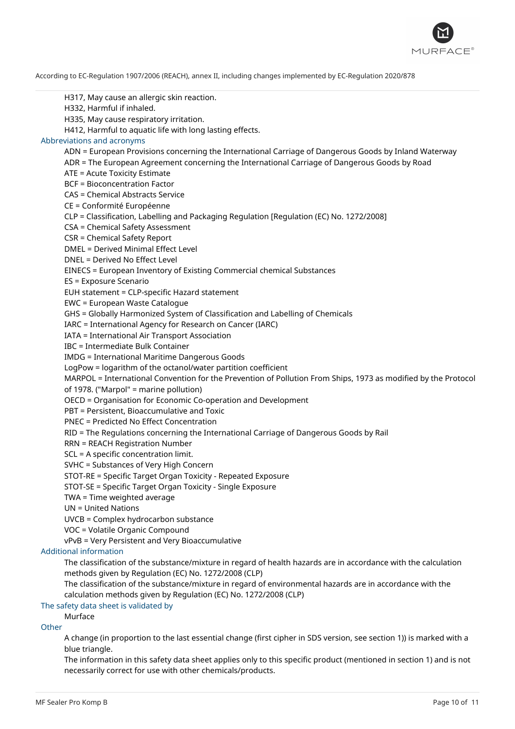H317, May cause an allergic skin reaction.
H332, Harmful if inhaled.
H335, May cause respiratory irritation.
H412, Harmful to aquatic life with long lasting effects.

### Abbreviations and acronyms

ADN = European Provisions concerning the International Carriage of Dangerous Goods by Inland Waterway
ADR = The European Agreement concerning the International Carriage of Dangerous Goods by Road
ATE = Acute Toxicity Estimate
BCF = Bioconcentration Factor
CAS = Chemical Abstracts Service
CE = Conformité Européenne
CLP = Classification, Labelling and Packaging Regulation [Regulation (EC) No. 1272/2008]
CSA = Chemical Safety Assessment
CSR = Chemical Safety Report
DMEL = Derived Minimal Effect Level
DNEL = Derived No Effect Level
EINECS = European Inventory of Existing Commercial chemical Substances
ES = Exposure Scenario
EUH statement = CLP-specific Hazard statement
EWC = European Waste Catalogue
GHS = Globally Harmonized System of Classification and Labelling of Chemicals
IARC = International Agency for Research on Cancer (IARC)
IATA = International Air Transport Association
IBC = Intermediate Bulk Container
IMDG = International Maritime Dangerous Goods
LogPow = logarithm of the octanol/water partition coefficient
MARPOL = International Convention for the Prevention of Pollution From Ships, 1973 as modified by the Protocol of 1978. ("Marpol" = marine pollution)
OECD = Organisation for Economic Co-operation and Development
PBT = Persistent, Bioaccumulative and Toxic
PNEC = Predicted No Effect Concentration
RID = The Regulations concerning the International Carriage of Dangerous Goods by Rail
RRN = REACH Registration Number
SCL = A specific concentration limit.
SVHC = Substances of Very High Concern
STOT-RE = Specific Target Organ Toxicity - Repeated Exposure
STOT-SE = Specific Target Organ Toxicity - Single Exposure
TWA = Time weighted average
UN = United Nations
UVCB = Complex hydrocarbon substance
VOC = Volatile Organic Compound
vPvB = Very Persistent and Very Bioaccumulative

### Additional information

The classification of the substance/mixture in regard of health hazards are in accordance with the calculation methods given by Regulation (EC) No. 1272/2008 (CLP)
The classification of the substance/mixture in regard of environmental hazards are in accordance with the calculation methods given by Regulation (EC) No. 1272/2008 (CLP)

### The safety data sheet is validated by

Murface

### Other

A change (in proportion to the last essential change (first cipher in SDS version, see section 1)) is marked with a blue triangle.
The information in this safety data sheet applies only to this specific product (mentioned in section 1) and is not necessarily correct for use with other chemicals/products.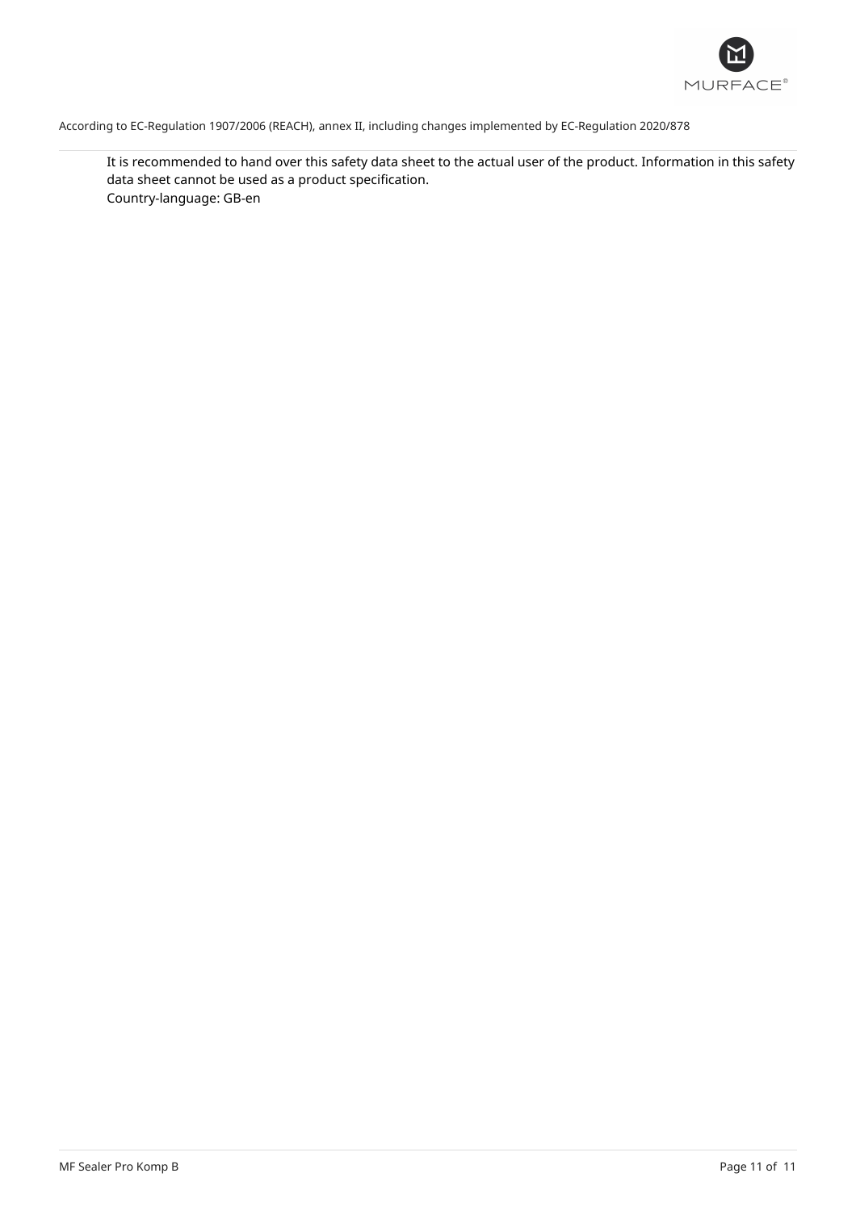It is recommended to hand over this safety data sheet to the actual user of the product. Information in this safety data sheet cannot be used as a product specification.
Country-language: GB-en